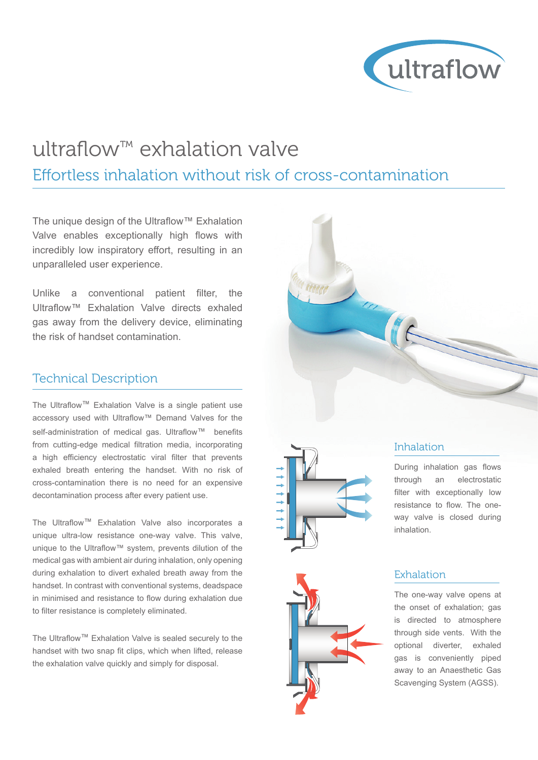# ultraflow™ exhalation valve

## Effortless inhalation without risk of cross-contamination

The unique design of the Ultraflow™ Exhalation Valve enables exceptionally high flows with incredibly low inspiratory effort, resulting in an unparalleled user experience.

Unlike a conventional patient filter, the Ultraflow™ Exhalation Valve directs exhaled gas away from the delivery device, eliminating the risk of handset contamination.

## Technical Description

The Ultraflow™ Exhalation Valve is a single patient use accessory used with Ultraflow™ Demand Valves for the self-administration of medical gas. Ultraflow™ benefits from cutting-edge medical filtration media, incorporating a high efficiency electrostatic viral filter that prevents exhaled breath entering the handset. With no risk of cross-contamination there is no need for an expensive decontamination process after every patient use.

The Ultraflow™ Exhalation Valve also incorporates a unique ultra-low resistance one-way valve. This valve, unique to the Ultraflow™ system, prevents dilution of the medical gas with ambient air during inhalation, only opening during exhalation to divert exhaled breath away from the handset. In contrast with conventional systems, deadspace in minimised and resistance to flow during exhalation due to filter resistance is completely eliminated.

The Ultraflow™ Exhalation Valve is sealed securely to the handset with two snap fit clips, which when lifted, release the exhalation valve quickly and simply for disposal.

### Inhalation

During inhalation gas flows through an electrostatic filter with exceptionally low resistance to flow. The one-way valve is closed during inhalation.

### Exhalation

The one-way valve opens at the onset of exhalation; gas is directed to atmosphere through side vents. With the optional diverter, exhaled gas is conveniently piped away to an Anaesthetic Gas Scavenging System (AGSS).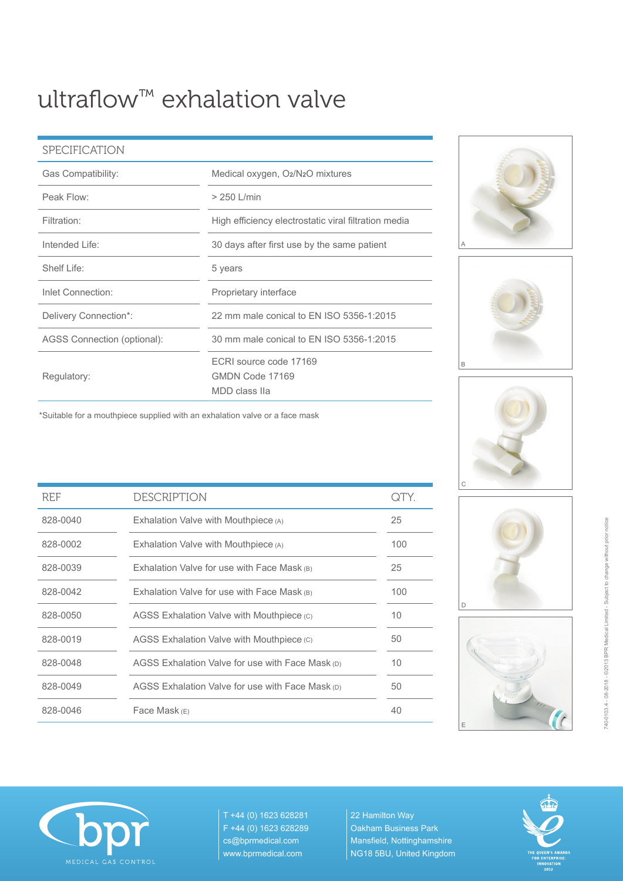# ultraflow™ exhalation valve

| SPECIFICATION | |
|---|---|
| Gas Compatibility: | Medical oxygen, $O_2/N_2O$ mixtures |
| Peak Flow: | > 250 L/min |
| Filtration: | High efficiency electrostatic viral filtration media |
| Intended Life: | 30 days after first use by the same patient |
| Shelf Life: | 5 years |
| Inlet Connection: | Proprietary interface |
| Delivery Connection*: | 22 mm male conical to EN ISO 5356-1:2015 |
| AGSS Connection (optional): | 30 mm male conical to EN ISO 5356-1:2015 |
| Regulatory: | ECRI source code 17169<br>GMDN Code 17169<br>MDD class IIa |

*Suitable for a mouthpiece supplied with an exhalation valve or a face mask

| REF | DESCRIPTION | QTY. |
|---|---|---|
| 828-0040 | Exhalation Valve with Mouthpiece (A) | 25 |
| 828-0002 | Exhalation Valve with Mouthpiece (A) | 100 |
| 828-0039 | Exhalation Valve for use with Face Mask (B) | 25 |
| 828-0042 | Exhalation Valve for use with Face Mask (B) | 100 |
| 828-0050 | AGSS Exhalation Valve with Mouthpiece (C) | 10 |
| 828-0019 | AGSS Exhalation Valve with Mouthpiece (C) | 50 |
| 828-0048 | AGSS Exhalation Valve for use with Face Mask (D) | 10 |
| 828-0049 | AGSS Exhalation Valve for use with Face Mask (D) | 50 |
| 828-0046 | Face Mask (E) | 40 |

A

B

C

D

E

740-0103 4 - 08-2018 - ©2013 BPR Medical Limited - Subject to change without prior notice

bpr
MEDICAL GAS CONTROL

T +44 (0) 1623 628281
F +44 (0) 1623 628289
cs@bprmedical.com
www.bprmedical.com

22 Hamilton Way
Oakham Business Park
Mansfield, Nottinghamshire
NG18 5BU, United Kingdom

THE QUEEN'S AWARDS FOR ENTERPRISE: INNOVATION 2012